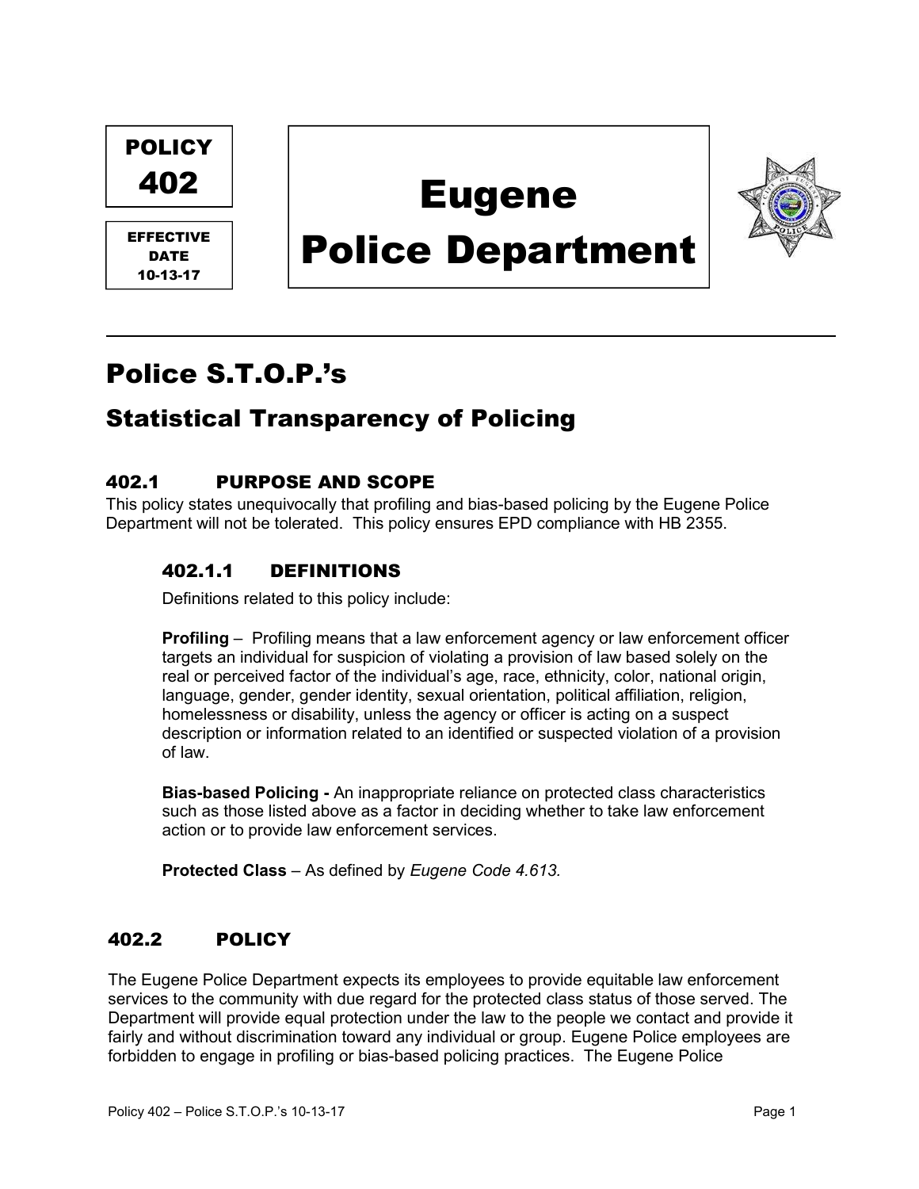POLICY 402

EFFECTIVE DATE 10-13-17

# Eugene Police Department

# Police S.T.O.P.'s

## Statistical Transparency of Policing

### 402.1 PURPOSE AND SCOPE

This policy states unequivocally that profiling and bias-based policing by the Eugene Police Department will not be tolerated. This policy ensures EPD compliance with HB 2355.

#### 402.1.1 DEFINITIONS

Definitions related to this policy include:

**Profiling** – Profiling means that a law enforcement agency or law enforcement officer targets an individual for suspicion of violating a provision of law based solely on the real or perceived factor of the individual's age, race, ethnicity, color, national origin, language, gender, gender identity, sexual orientation, political affiliation, religion, homelessness or disability, unless the agency or officer is acting on a suspect description or information related to an identified or suspected violation of a provision of law.

**Bias-based Policing -** An inappropriate reliance on protected class characteristics such as those listed above as a factor in deciding whether to take law enforcement action or to provide law enforcement services.

**Protected Class** – As defined by *Eugene Code 4.613.*

### 402.2 POLICY

The Eugene Police Department expects its employees to provide equitable law enforcement services to the community with due regard for the protected class status of those served. The Department will provide equal protection under the law to the people we contact and provide it fairly and without discrimination toward any individual or group. Eugene Police employees are forbidden to engage in profiling or bias-based policing practices. The Eugene Police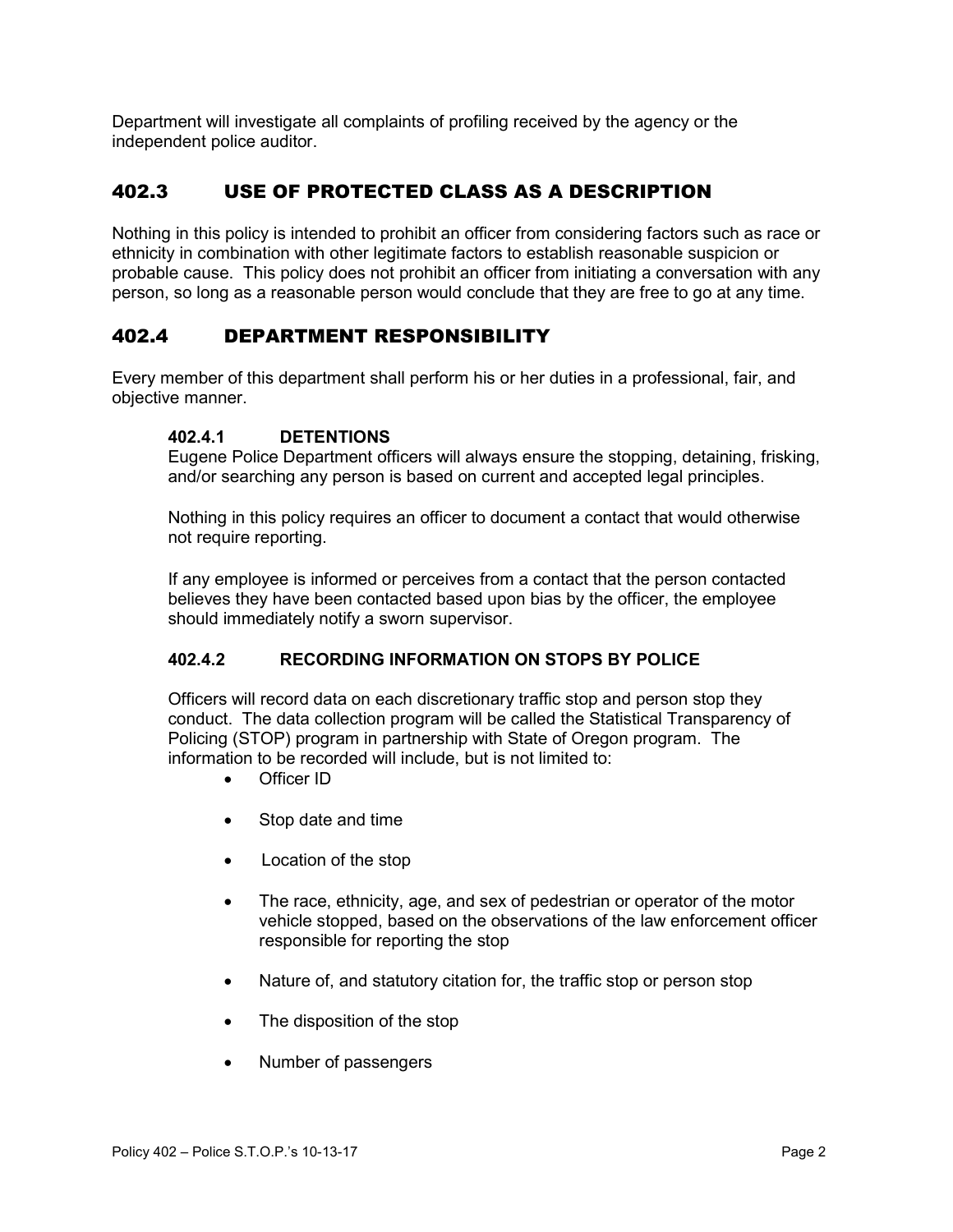Department will investigate all complaints of profiling received by the agency or the independent police auditor.

## 402.3 USE OF PROTECTED CLASS AS A DESCRIPTION

Nothing in this policy is intended to prohibit an officer from considering factors such as race or ethnicity in combination with other legitimate factors to establish reasonable suspicion or probable cause. This policy does not prohibit an officer from initiating a conversation with any person, so long as a reasonable person would conclude that they are free to go at any time.

## 402.4 DEPARTMENT RESPONSIBILITY

Every member of this department shall perform his or her duties in a professional, fair, and objective manner.

### 402.4.1 DETENTIONS

Eugene Police Department officers will always ensure the stopping, detaining, frisking, and/or searching any person is based on current and accepted legal principles.

Nothing in this policy requires an officer to document a contact that would otherwise not require reporting.

If any employee is informed or perceives from a contact that the person contacted believes they have been contacted based upon bias by the officer, the employee should immediately notify a sworn supervisor.

### 402.4.2 RECORDING INFORMATION ON STOPS BY POLICE

Officers will record data on each discretionary traffic stop and person stop they conduct. The data collection program will be called the Statistical Transparency of Policing (STOP) program in partnership with State of Oregon program. The information to be recorded will include, but is not limited to:

- Officer ID
- Stop date and time
- Location of the stop
- The race, ethnicity, age, and sex of pedestrian or operator of the motor vehicle stopped, based on the observations of the law enforcement officer responsible for reporting the stop
- Nature of, and statutory citation for, the traffic stop or person stop
- The disposition of the stop
- Number of passengers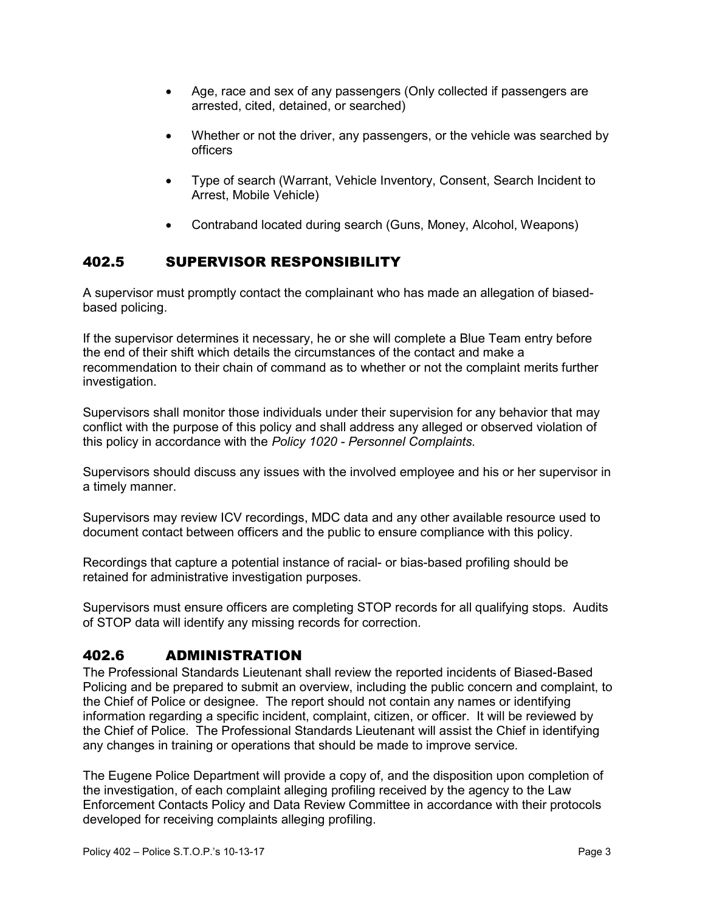- Age, race and sex of any passengers (Only collected if passengers are arrested, cited, detained, or searched)
- Whether or not the driver, any passengers, or the vehicle was searched by officers
- Type of search (Warrant, Vehicle Inventory, Consent, Search Incident to Arrest, Mobile Vehicle)
- Contraband located during search (Guns, Money, Alcohol, Weapons)

## 402.5 SUPERVISOR RESPONSIBILITY

A supervisor must promptly contact the complainant who has made an allegation of biased-based policing.

If the supervisor determines it necessary, he or she will complete a Blue Team entry before the end of their shift which details the circumstances of the contact and make a recommendation to their chain of command as to whether or not the complaint merits further investigation.

Supervisors shall monitor those individuals under their supervision for any behavior that may conflict with the purpose of this policy and shall address any alleged or observed violation of this policy in accordance with the *Policy 1020 - Personnel Complaints*.

Supervisors should discuss any issues with the involved employee and his or her supervisor in a timely manner.

Supervisors may review ICV recordings, MDC data and any other available resource used to document contact between officers and the public to ensure compliance with this policy.

Recordings that capture a potential instance of racial- or bias-based profiling should be retained for administrative investigation purposes.

Supervisors must ensure officers are completing STOP records for all qualifying stops. Audits of STOP data will identify any missing records for correction.

## 402.6 ADMINISTRATION

The Professional Standards Lieutenant shall review the reported incidents of Biased-Based Policing and be prepared to submit an overview, including the public concern and complaint, to the Chief of Police or designee. The report should not contain any names or identifying information regarding a specific incident, complaint, citizen, or officer. It will be reviewed by the Chief of Police. The Professional Standards Lieutenant will assist the Chief in identifying any changes in training or operations that should be made to improve service.

The Eugene Police Department will provide a copy of, and the disposition upon completion of the investigation, of each complaint alleging profiling received by the agency to the Law Enforcement Contacts Policy and Data Review Committee in accordance with their protocols developed for receiving complaints alleging profiling.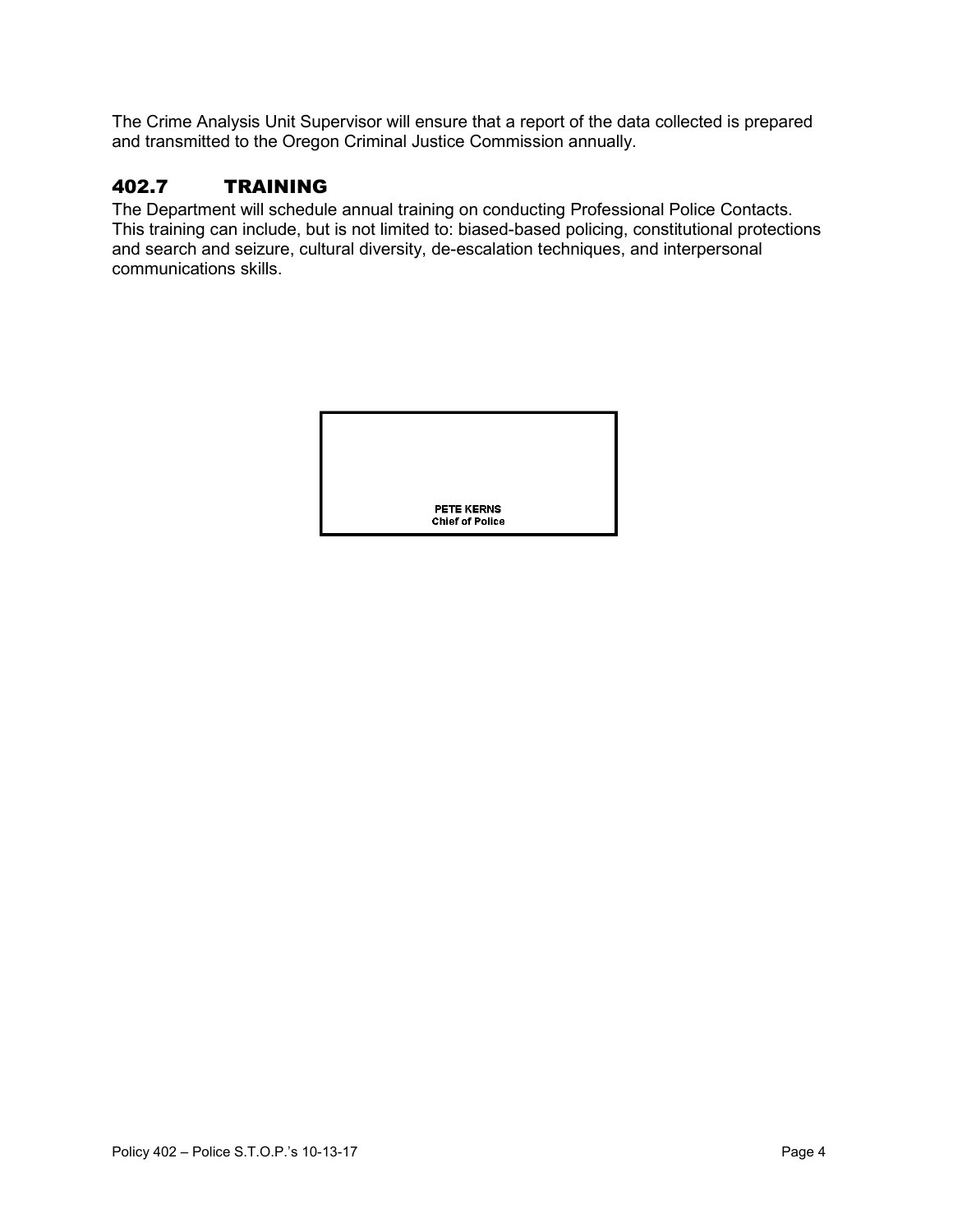The Crime Analysis Unit Supervisor will ensure that a report of the data collected is prepared and transmitted to the Oregon Criminal Justice Commission annually.

## 402.7 TRAINING

The Department will schedule annual training on conducting Professional Police Contacts. This training can include, but is not limited to: biased-based policing, constitutional protections and search and seizure, cultural diversity, de-escalation techniques, and interpersonal communications skills.

**PETE KERNS**
**Chief of Police**